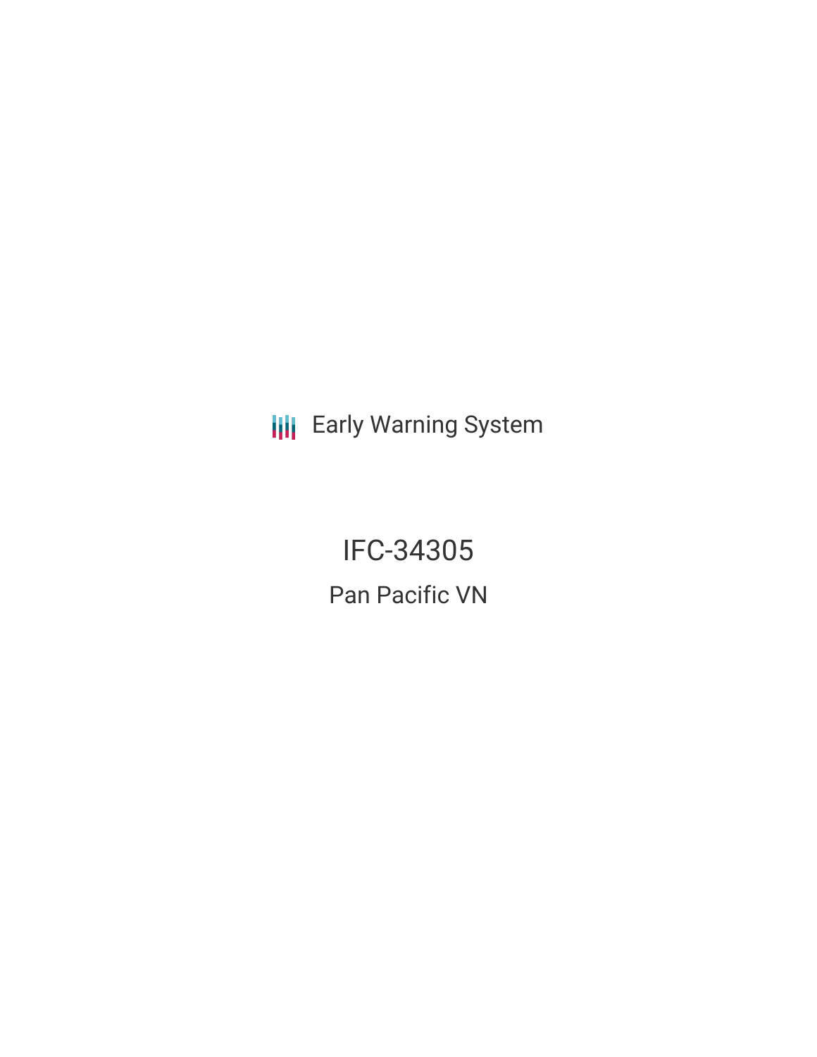Early Warning System

# IFC-34305

## Pan Pacific VN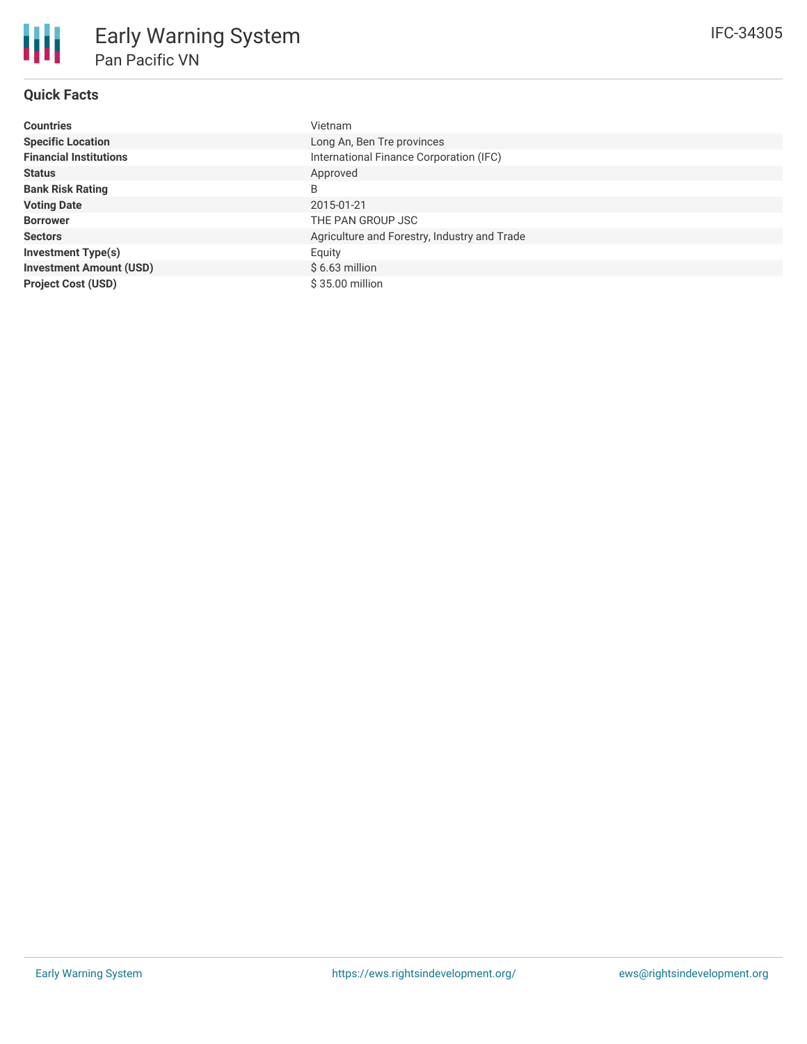# Early Warning System

## Pan Pacific VN

IFC-34305

### Quick Facts

| | |
|---|---|
| **Countries** | Vietnam |
| **Specific Location** | Long An, Ben Tre provinces |
| **Financial Institutions** | International Finance Corporation (IFC) |
| **Status** | Approved |
| **Bank Risk Rating** | B |
| **Voting Date** | 2015-01-21 |
| **Borrower** | THE PAN GROUP JSC |
| **Sectors** | Agriculture and Forestry, Industry and Trade |
| **Investment Type(s)** | Equity |
| **Investment Amount (USD)** | $ 6.63 million |
| **Project Cost (USD)** | $ 35.00 million |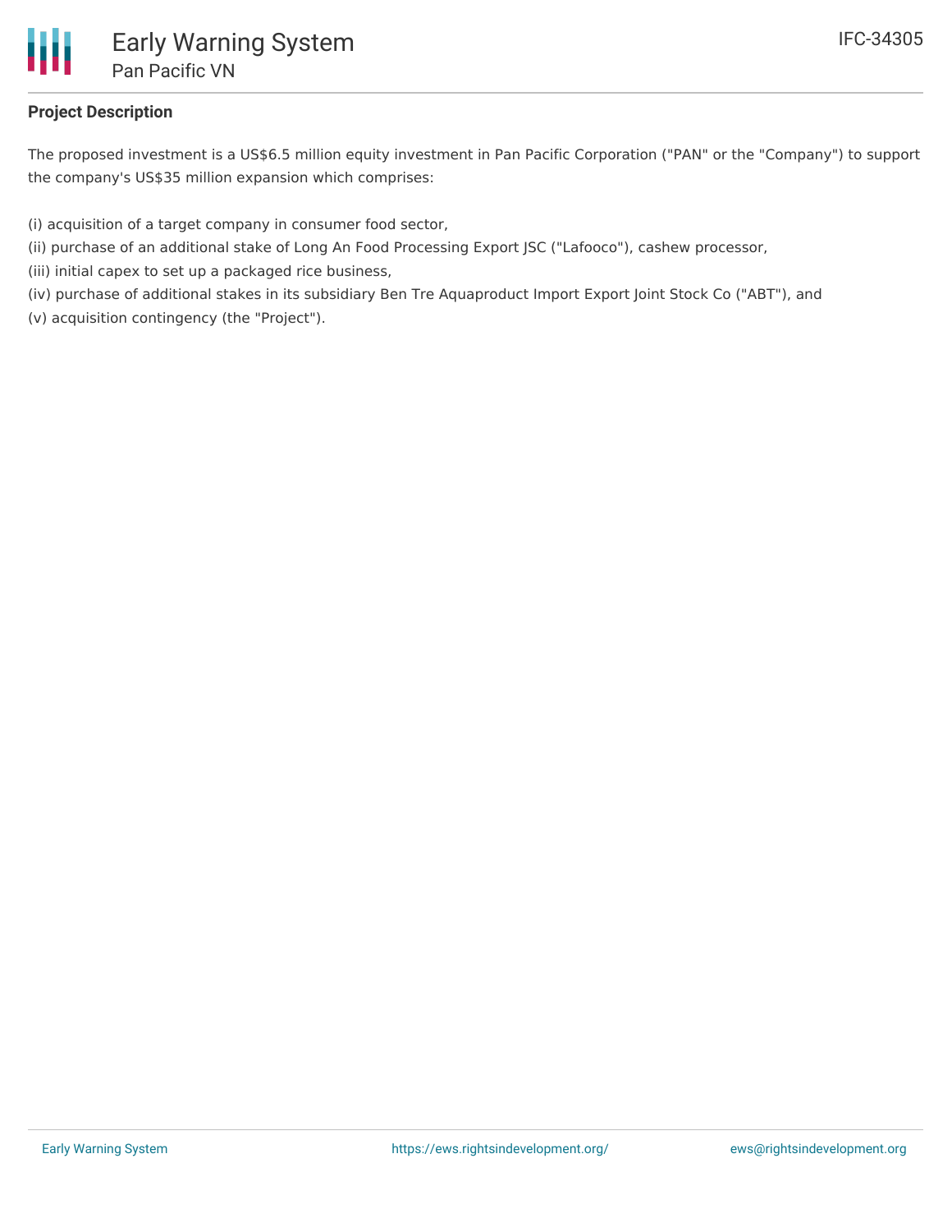## Project Description

The proposed investment is a US$6.5 million equity investment in Pan Pacific Corporation ("PAN" or the "Company") to support the company's US$35 million expansion which comprises:

(i) acquisition of a target company in consumer food sector,
(ii) purchase of an additional stake of Long An Food Processing Export JSC ("Lafooco"), cashew processor,
(iii) initial capex to set up a packaged rice business,
(iv) purchase of additional stakes in its subsidiary Ben Tre Aquaproduct Import Export Joint Stock Co ("ABT"), and
(v) acquisition contingency (the "Project").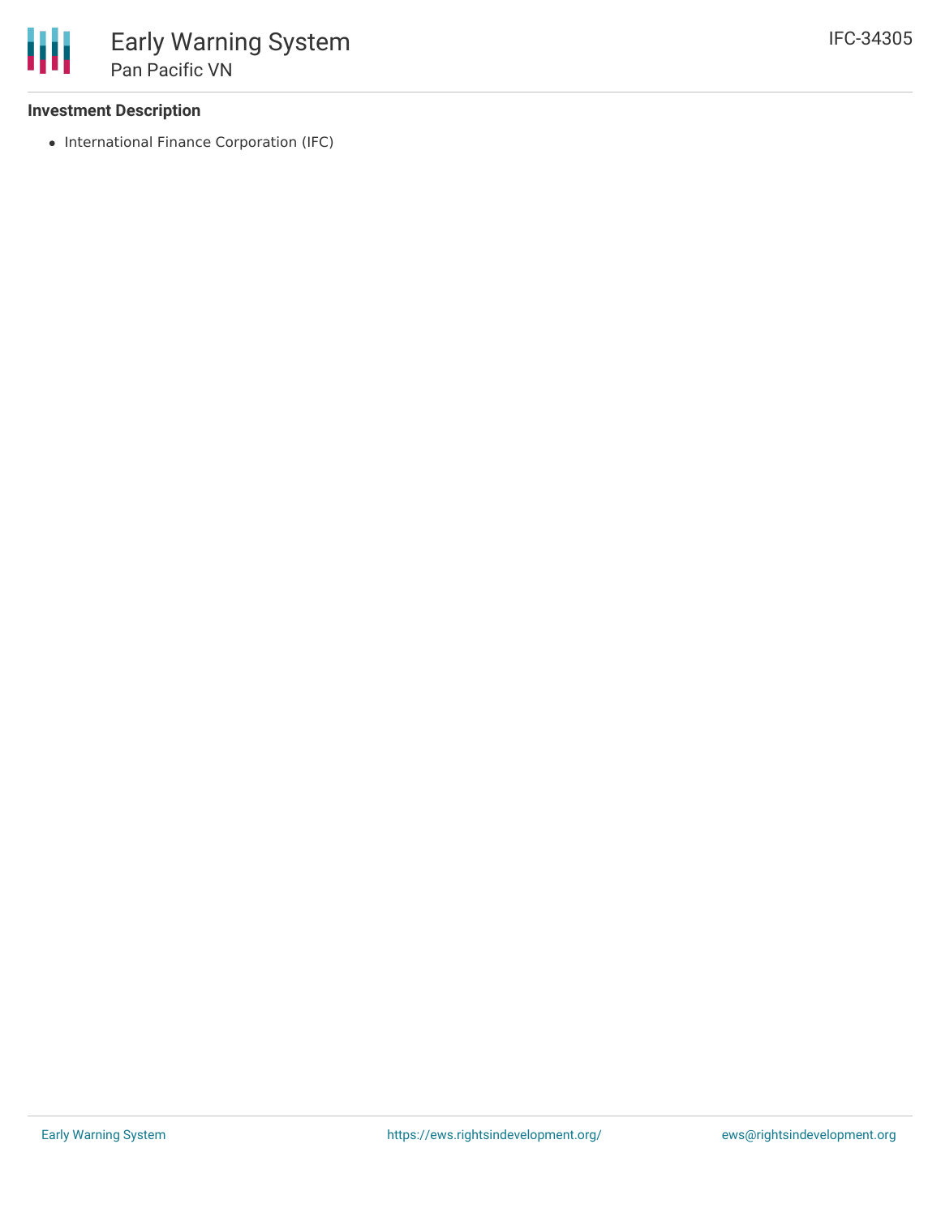### Investment Description

- International Finance Corporation (IFC)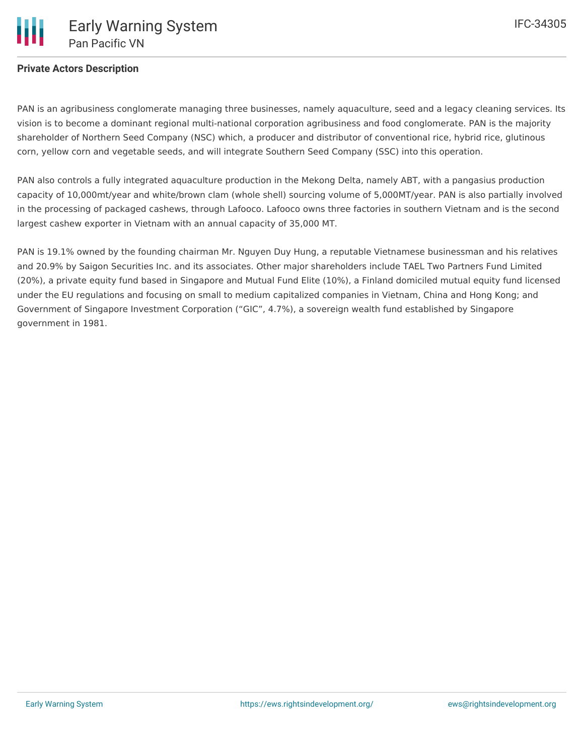**Private Actors Description**

PAN is an agribusiness conglomerate managing three businesses, namely aquaculture, seed and a legacy cleaning services. Its vision is to become a dominant regional multi-national corporation agribusiness and food conglomerate. PAN is the majority shareholder of Northern Seed Company (NSC) which, a producer and distributor of conventional rice, hybrid rice, glutinous corn, yellow corn and vegetable seeds, and will integrate Southern Seed Company (SSC) into this operation.

PAN also controls a fully integrated aquaculture production in the Mekong Delta, namely ABT, with a pangasius production capacity of 10,000mt/year and white/brown clam (whole shell) sourcing volume of 5,000MT/year. PAN is also partially involved in the processing of packaged cashews, through Lafooco. Lafooco owns three factories in southern Vietnam and is the second largest cashew exporter in Vietnam with an annual capacity of 35,000 MT.

PAN is 19.1% owned by the founding chairman Mr. Nguyen Duy Hung, a reputable Vietnamese businessman and his relatives and 20.9% by Saigon Securities Inc. and its associates. Other major shareholders include TAEL Two Partners Fund Limited (20%), a private equity fund based in Singapore and Mutual Fund Elite (10%), a Finland domiciled mutual equity fund licensed under the EU regulations and focusing on small to medium capitalized companies in Vietnam, China and Hong Kong; and Government of Singapore Investment Corporation ("GIC", 4.7%), a sovereign wealth fund established by Singapore government in 1981.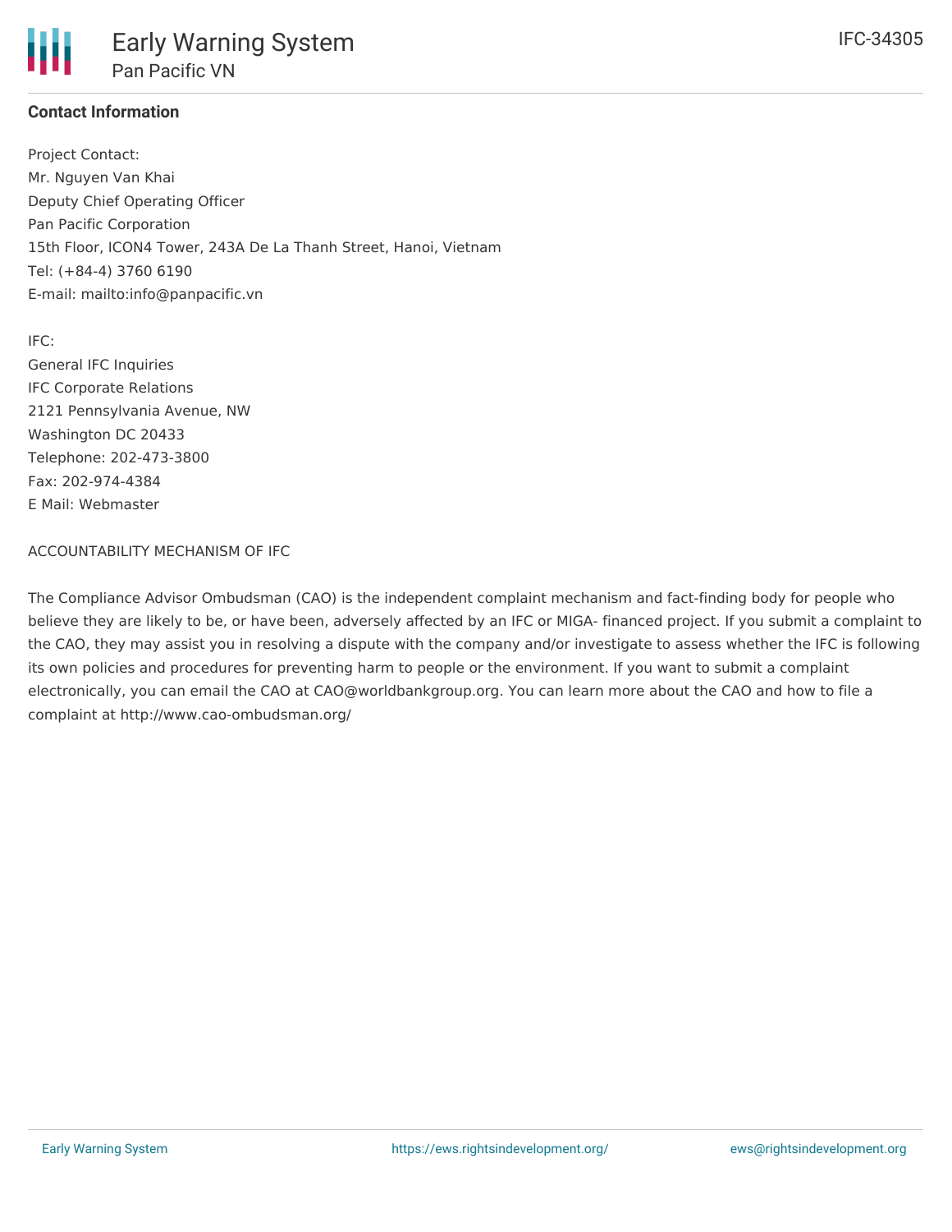## Contact Information

Project Contact:
Mr. Nguyen Van Khai
Deputy Chief Operating Officer
Pan Pacific Corporation
15th Floor, ICON4 Tower, 243A De La Thanh Street, Hanoi, Vietnam
Tel: (+84-4) 3760 6190
E-mail: mailto:info@panpacific.vn

IFC:
General IFC Inquiries
IFC Corporate Relations
2121 Pennsylvania Avenue, NW
Washington DC 20433
Telephone: 202-473-3800
Fax: 202-974-4384
E Mail: Webmaster

ACCOUNTABILITY MECHANISM OF IFC

The Compliance Advisor Ombudsman (CAO) is the independent complaint mechanism and fact-finding body for people who believe they are likely to be, or have been, adversely affected by an IFC or MIGA- financed project. If you submit a complaint to the CAO, they may assist you in resolving a dispute with the company and/or investigate to assess whether the IFC is following its own policies and procedures for preventing harm to people or the environment. If you want to submit a complaint electronically, you can email the CAO at CAO@worldbankgroup.org. You can learn more about the CAO and how to file a complaint at http://www.cao-ombudsman.org/